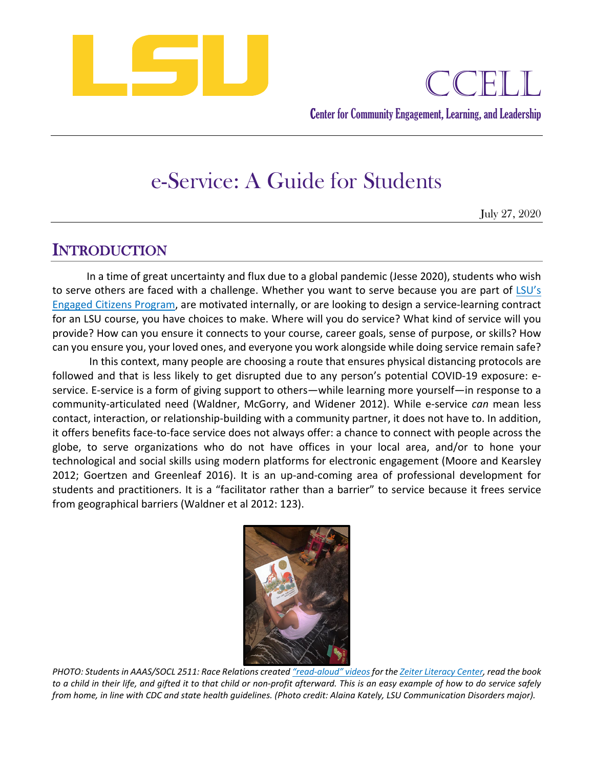LSU

CCELL

Center for Community Engagement, Learning, and Leadership

# e-Service: A Guide for Students

July 27, 2020

## INTRODUCTION

In a time of great uncertainty and flux due to a global pandemic (Jesse 2020), students who wish to serve others are faced with a challenge. Whether you want to serve because you are part of LSU's Engaged Citizens Program, are motivated internally, or are looking to design a service-learning contract for an LSU course, you have choices to make. Where will you do service? What kind of service will you provide? How can you ensure it connects to your course, career goals, sense of purpose, or skills? How can you ensure you, your loved ones, and everyone you work alongside while doing service remain safe?

In this context, many people are choosing a route that ensures physical distancing protocols are followed and that is less likely to get disrupted due to any person's potential COVID-19 exposure: e-service. E-service is a form of giving support to others—while learning more yourself—in response to a community-articulated need (Waldner, McGorry, and Widener 2012). While e-service *can* mean less contact, interaction, or relationship-building with a community partner, it does not have to. In addition, it offers benefits face-to-face service does not always offer: a chance to connect with people across the globe, to serve organizations who do not have offices in your local area, and/or to hone your technological and social skills using modern platforms for electronic engagement (Moore and Kearsley 2012; Goertzen and Greenleaf 2016). It is an up-and-coming area of professional development for students and practitioners. It is a "facilitator rather than a barrier" to service because it frees service from geographical barriers (Waldner et al 2012: 123).

*PHOTO: Students in AAAS/SOCL 2511: Race Relations created "read-aloud" videos for the Zeiter Literacy Center, read the book to a child in their life, and gifted it to that child or non-profit afterward. This is an easy example of how to do service safely from home, in line with CDC and state health guidelines. (Photo credit: Alaina Kately, LSU Communication Disorders major).*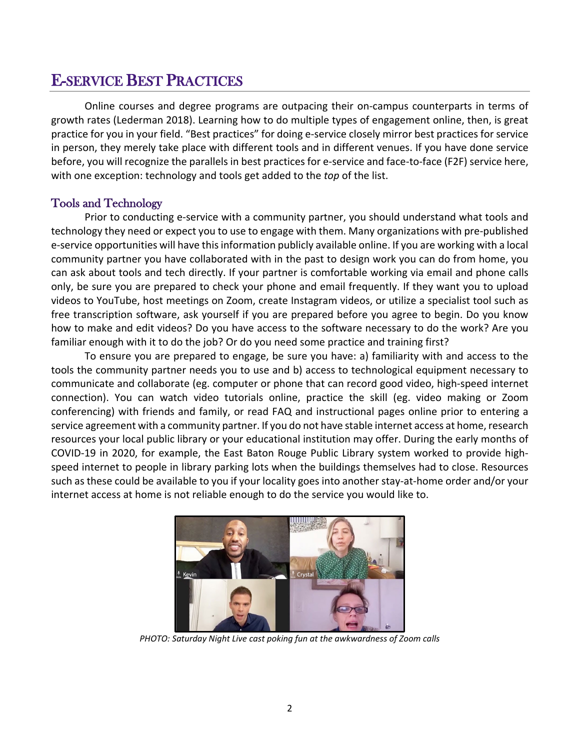# E-SERVICE BEST PRACTICES

Online courses and degree programs are outpacing their on-campus counterparts in terms of growth rates (Lederman 2018). Learning how to do multiple types of engagement online, then, is great practice for you in your field. "Best practices" for doing e-service closely mirror best practices for service in person, they merely take place with different tools and in different venues. If you have done service before, you will recognize the parallels in best practices for e-service and face-to-face (F2F) service here, with one exception: technology and tools get added to the *top* of the list.

## Tools and Technology

Prior to conducting e-service with a community partner, you should understand what tools and technology they need or expect you to use to engage with them. Many organizations with pre-published e-service opportunities will have this information publicly available online. If you are working with a local community partner you have collaborated with in the past to design work you can do from home, you can ask about tools and tech directly. If your partner is comfortable working via email and phone calls only, be sure you are prepared to check your phone and email frequently. If they want you to upload videos to YouTube, host meetings on Zoom, create Instagram videos, or utilize a specialist tool such as free transcription software, ask yourself if you are prepared before you agree to begin. Do you know how to make and edit videos? Do you have access to the software necessary to do the work? Are you familiar enough with it to do the job? Or do you need some practice and training first?

To ensure you are prepared to engage, be sure you have: a) familiarity with and access to the tools the community partner needs you to use and b) access to technological equipment necessary to communicate and collaborate (eg. computer or phone that can record good video, high-speed internet connection). You can watch video tutorials online, practice the skill (eg. video making or Zoom conferencing) with friends and family, or read FAQ and instructional pages online prior to entering a service agreement with a community partner. If you do not have stable internet access at home, research resources your local public library or your educational institution may offer. During the early months of COVID-19 in 2020, for example, the East Baton Rouge Public Library system worked to provide high-speed internet to people in library parking lots when the buildings themselves had to close. Resources such as these could be available to you if your locality goes into another stay-at-home order and/or your internet access at home is not reliable enough to do the service you would like to.

*PHOTO: Saturday Night Live cast poking fun at the awkwardness of Zoom calls*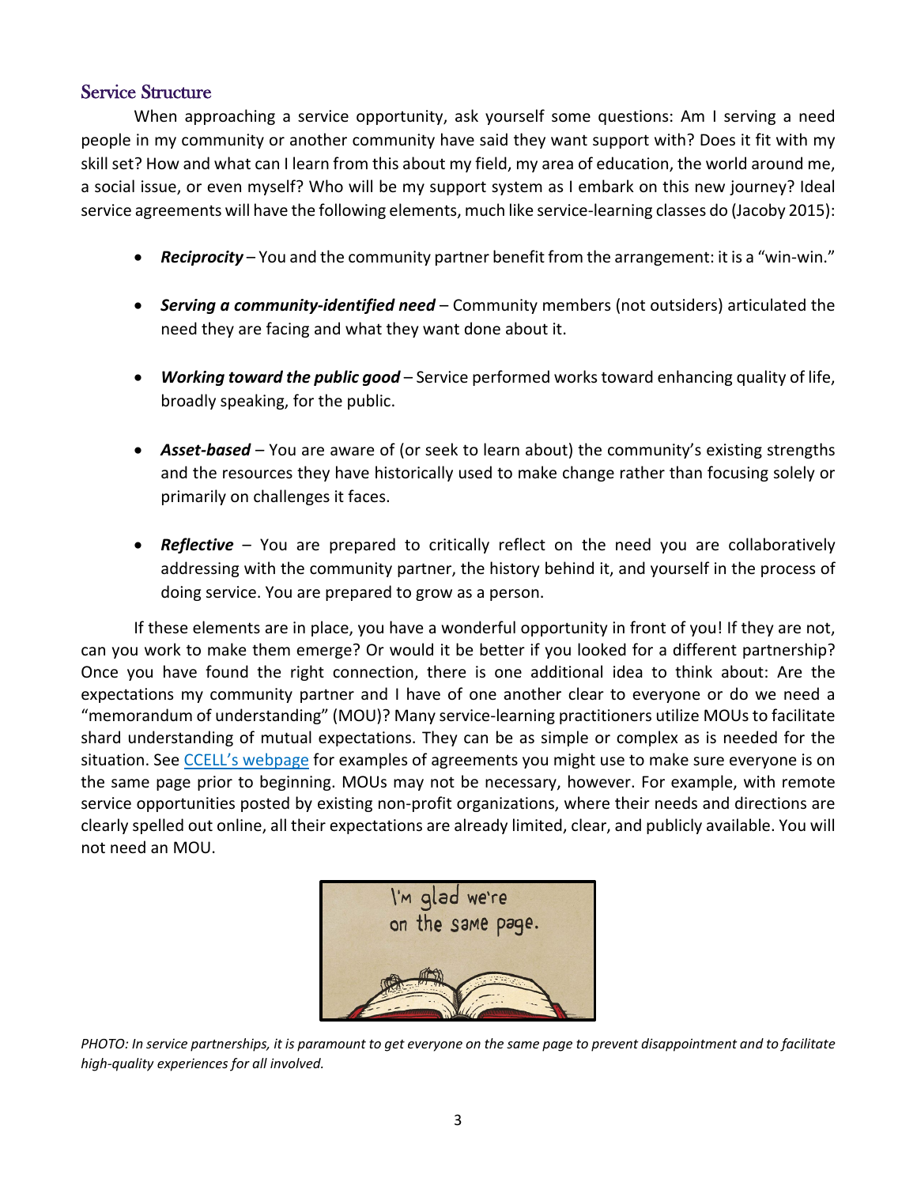## Service Structure

When approaching a service opportunity, ask yourself some questions: Am I serving a need people in my community or another community have said they want support with? Does it fit with my skill set? How and what can I learn from this about my field, my area of education, the world around me, a social issue, or even myself? Who will be my support system as I embark on this new journey? Ideal service agreements will have the following elements, much like service-learning classes do (Jacoby 2015):

- ***Reciprocity*** – You and the community partner benefit from the arrangement: it is a "win-win."
- ***Serving a community-identified need*** – Community members (not outsiders) articulated the need they are facing and what they want done about it.
- ***Working toward the public good*** – Service performed works toward enhancing quality of life, broadly speaking, for the public.
- ***Asset-based*** – You are aware of (or seek to learn about) the community's existing strengths and the resources they have historically used to make change rather than focusing solely or primarily on challenges it faces.
- ***Reflective*** – You are prepared to critically reflect on the need you are collaboratively addressing with the community partner, the history behind it, and yourself in the process of doing service. You are prepared to grow as a person.

If these elements are in place, you have a wonderful opportunity in front of you! If they are not, can you work to make them emerge? Or would it be better if you looked for a different partnership? Once you have found the right connection, there is one additional idea to think about: Are the expectations my community partner and I have of one another clear to everyone or do we need a "memorandum of understanding" (MOU)? Many service-learning practitioners utilize MOUs to facilitate shard understanding of mutual expectations. They can be as simple or complex as is needed for the situation. See [CCELL's webpage]() for examples of agreements you might use to make sure everyone is on the same page prior to beginning. MOUs may not be necessary, however. For example, with remote service opportunities posted by existing non-profit organizations, where their needs and directions are clearly spelled out online, all their expectations are already limited, clear, and publicly available. You will not need an MOU.

*PHOTO: In service partnerships, it is paramount to get everyone on the same page to prevent disappointment and to facilitate high-quality experiences for all involved.*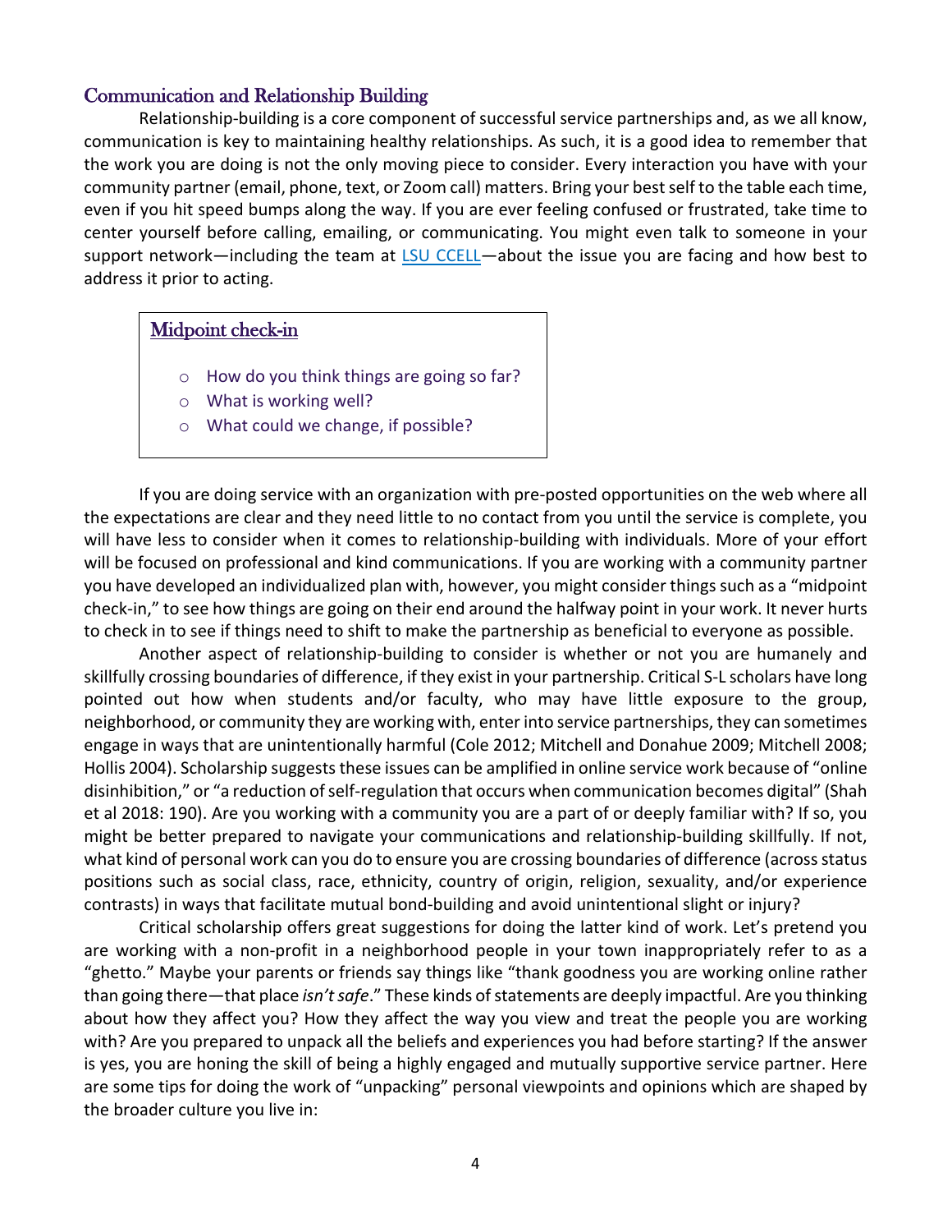## Communication and Relationship Building

Relationship-building is a core component of successful service partnerships and, as we all know, communication is key to maintaining healthy relationships. As such, it is a good idea to remember that the work you are doing is not the only moving piece to consider. Every interaction you have with your community partner (email, phone, text, or Zoom call) matters. Bring your best self to the table each time, even if you hit speed bumps along the way. If you are ever feeling confused or frustrated, take time to center yourself before calling, emailing, or communicating. You might even talk to someone in your support network—including the team at [LSU CCELL]—about the issue you are facing and how best to address it prior to acting.

> **Midpoint check-in**
>
> - How do you think things are going so far?
> - What is working well?
> - What could we change, if possible?

If you are doing service with an organization with pre-posted opportunities on the web where all the expectations are clear and they need little to no contact from you until the service is complete, you will have less to consider when it comes to relationship-building with individuals. More of your effort will be focused on professional and kind communications. If you are working with a community partner you have developed an individualized plan with, however, you might consider things such as a "midpoint check-in," to see how things are going on their end around the halfway point in your work. It never hurts to check in to see if things need to shift to make the partnership as beneficial to everyone as possible.

Another aspect of relationship-building to consider is whether or not you are humanely and skillfully crossing boundaries of difference, if they exist in your partnership. Critical S-L scholars have long pointed out how when students and/or faculty, who may have little exposure to the group, neighborhood, or community they are working with, enter into service partnerships, they can sometimes engage in ways that are unintentionally harmful (Cole 2012; Mitchell and Donahue 2009; Mitchell 2008; Hollis 2004). Scholarship suggests these issues can be amplified in online service work because of "online disinhibition," or "a reduction of self-regulation that occurs when communication becomes digital" (Shah et al 2018: 190). Are you working with a community you are a part of or deeply familiar with? If so, you might be better prepared to navigate your communications and relationship-building skillfully. If not, what kind of personal work can you do to ensure you are crossing boundaries of difference (across status positions such as social class, race, ethnicity, country of origin, religion, sexuality, and/or experience contrasts) in ways that facilitate mutual bond-building and avoid unintentional slight or injury?

Critical scholarship offers great suggestions for doing the latter kind of work. Let's pretend you are working with a non-profit in a neighborhood people in your town inappropriately refer to as a "ghetto." Maybe your parents or friends say things like "thank goodness you are working online rather than going there—that place *isn't safe*." These kinds of statements are deeply impactful. Are you thinking about how they affect you? How they affect the way you view and treat the people you are working with? Are you prepared to unpack all the beliefs and experiences you had before starting? If the answer is yes, you are honing the skill of being a highly engaged and mutually supportive service partner. Here are some tips for doing the work of "unpacking" personal viewpoints and opinions which are shaped by the broader culture you live in: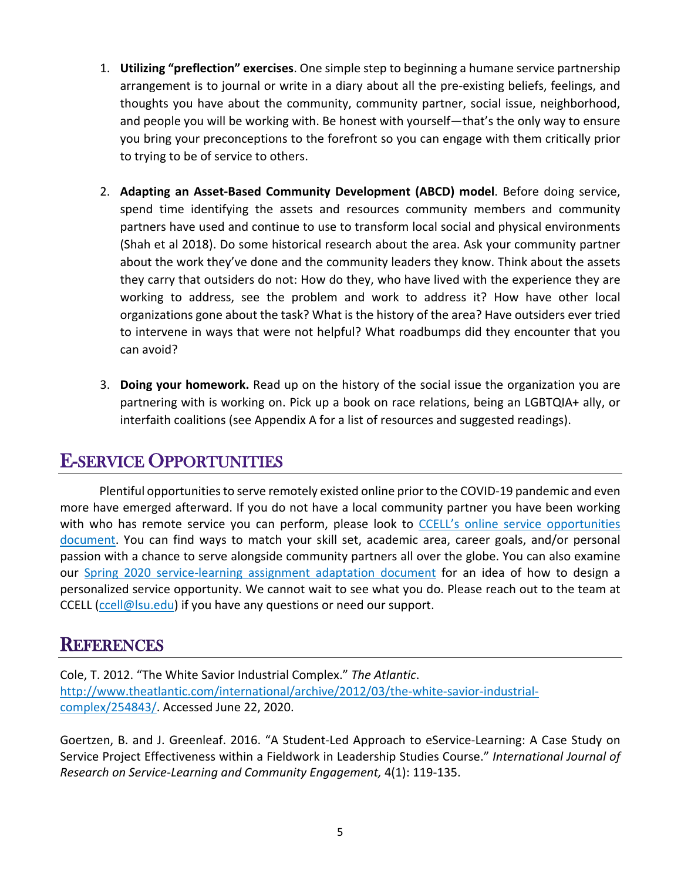1. **Utilizing "preflection" exercises**. One simple step to beginning a humane service partnership arrangement is to journal or write in a diary about all the pre-existing beliefs, feelings, and thoughts you have about the community, community partner, social issue, neighborhood, and people you will be working with. Be honest with yourself—that's the only way to ensure you bring your preconceptions to the forefront so you can engage with them critically prior to trying to be of service to others.

2. **Adapting an Asset-Based Community Development (ABCD) model**. Before doing service, spend time identifying the assets and resources community members and community partners have used and continue to use to transform local social and physical environments (Shah et al 2018). Do some historical research about the area. Ask your community partner about the work they've done and the community leaders they know. Think about the assets they carry that outsiders do not: How do they, who have lived with the experience they are working to address, see the problem and work to address it? How have other local organizations gone about the task? What is the history of the area? Have outsiders ever tried to intervene in ways that were not helpful? What roadbumps did they encounter that you can avoid?

3. **Doing your homework.** Read up on the history of the social issue the organization you are partnering with is working on. Pick up a book on race relations, being an LGBTQIA+ ally, or interfaith coalitions (see Appendix A for a list of resources and suggested readings).

## E-Service Opportunities

Plentiful opportunities to serve remotely existed online prior to the COVID-19 pandemic and even more have emerged afterward. If you do not have a local community partner you have been working with who has remote service you can perform, please look to [CCELL's online service opportunities document](). You can find ways to match your skill set, academic area, career goals, and/or personal passion with a chance to serve alongside community partners all over the globe. You can also examine our [Spring 2020 service-learning assignment adaptation document]() for an idea of how to design a personalized service opportunity. We cannot wait to see what you do. Please reach out to the team at CCELL (ccell@lsu.edu) if you have any questions or need our support.

## References

Cole, T. 2012. "The White Savior Industrial Complex." *The Atlantic*. http://www.theatlantic.com/international/archive/2012/03/the-white-savior-industrial-complex/254843/. Accessed June 22, 2020.

Goertzen, B. and J. Greenleaf. 2016. "A Student-Led Approach to eService-Learning: A Case Study on Service Project Effectiveness within a Fieldwork in Leadership Studies Course." *International Journal of Research on Service-Learning and Community Engagement,* 4(1): 119-135.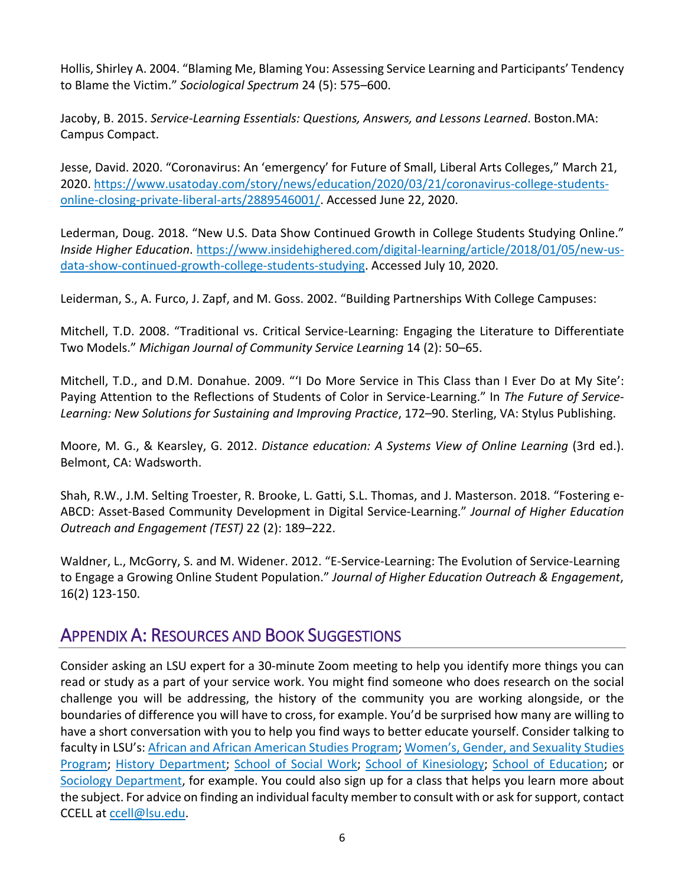Hollis, Shirley A. 2004. “Blaming Me, Blaming You: Assessing Service Learning and Participants’ Tendency to Blame the Victim.” *Sociological Spectrum* 24 (5): 575–600.

Jacoby, B. 2015. *Service-Learning Essentials: Questions, Answers, and Lessons Learned*. Boston.MA: Campus Compact.

Jesse, David. 2020. “Coronavirus: An ‘emergency’ for Future of Small, Liberal Arts Colleges,” March 21, 2020. [https://www.usatoday.com/story/news/education/2020/03/21/coronavirus-college-students-online-closing-private-liberal-arts/2889546001/](https://www.usatoday.com/story/news/education/2020/03/21/coronavirus-college-students-online-closing-private-liberal-arts/2889546001/). Accessed June 22, 2020.

Lederman, Doug. 2018. “New U.S. Data Show Continued Growth in College Students Studying Online.” *Inside Higher Education*. [https://www.insidehighered.com/digital-learning/article/2018/01/05/new-us-data-show-continued-growth-college-students-studying](https://www.insidehighered.com/digital-learning/article/2018/01/05/new-us-data-show-continued-growth-college-students-studying). Accessed July 10, 2020.

Leiderman, S., A. Furco, J. Zapf, and M. Goss. 2002. “Building Partnerships With College Campuses:

Mitchell, T.D. 2008. “Traditional vs. Critical Service-Learning: Engaging the Literature to Differentiate Two Models.” *Michigan Journal of Community Service Learning* 14 (2): 50–65.

Mitchell, T.D., and D.M. Donahue. 2009. “‘I Do More Service in This Class than I Ever Do at My Site’: Paying Attention to the Reflections of Students of Color in Service-Learning.” In *The Future of Service-Learning: New Solutions for Sustaining and Improving Practice*, 172–90. Sterling, VA: Stylus Publishing.

Moore, M. G., & Kearsley, G. 2012. *Distance education: A Systems View of Online Learning* (3rd ed.). Belmont, CA: Wadsworth.

Shah, R.W., J.M. Selting Troester, R. Brooke, L. Gatti, S.L. Thomas, and J. Masterson. 2018. “Fostering e-ABCD: Asset-Based Community Development in Digital Service-Learning.” *Journal of Higher Education Outreach and Engagement (TEST)* 22 (2): 189–222.

Waldner, L., McGorry, S. and M. Widener. 2012. “E-Service-Learning: The Evolution of Service-Learning to Engage a Growing Online Student Population.” *Journal of Higher Education Outreach & Engagement*, 16(2) 123-150.

## Appendix A: Resources and Book Suggestions

Consider asking an LSU expert for a 30-minute Zoom meeting to help you identify more things you can read or study as a part of your service work. You might find someone who does research on the social challenge you will be addressing, the history of the community you are working alongside, or the boundaries of difference you will have to cross, for example. You’d be surprised how many are willing to have a short conversation with you to help you find ways to better educate yourself. Consider talking to faculty in LSU’s: African and African American Studies Program; Women’s, Gender, and Sexuality Studies Program; History Department; School of Social Work; School of Kinesiology; School of Education; or Sociology Department, for example. You could also sign up for a class that helps you learn more about the subject. For advice on finding an individual faculty member to consult with or ask for support, contact CCELL at ccell@lsu.edu.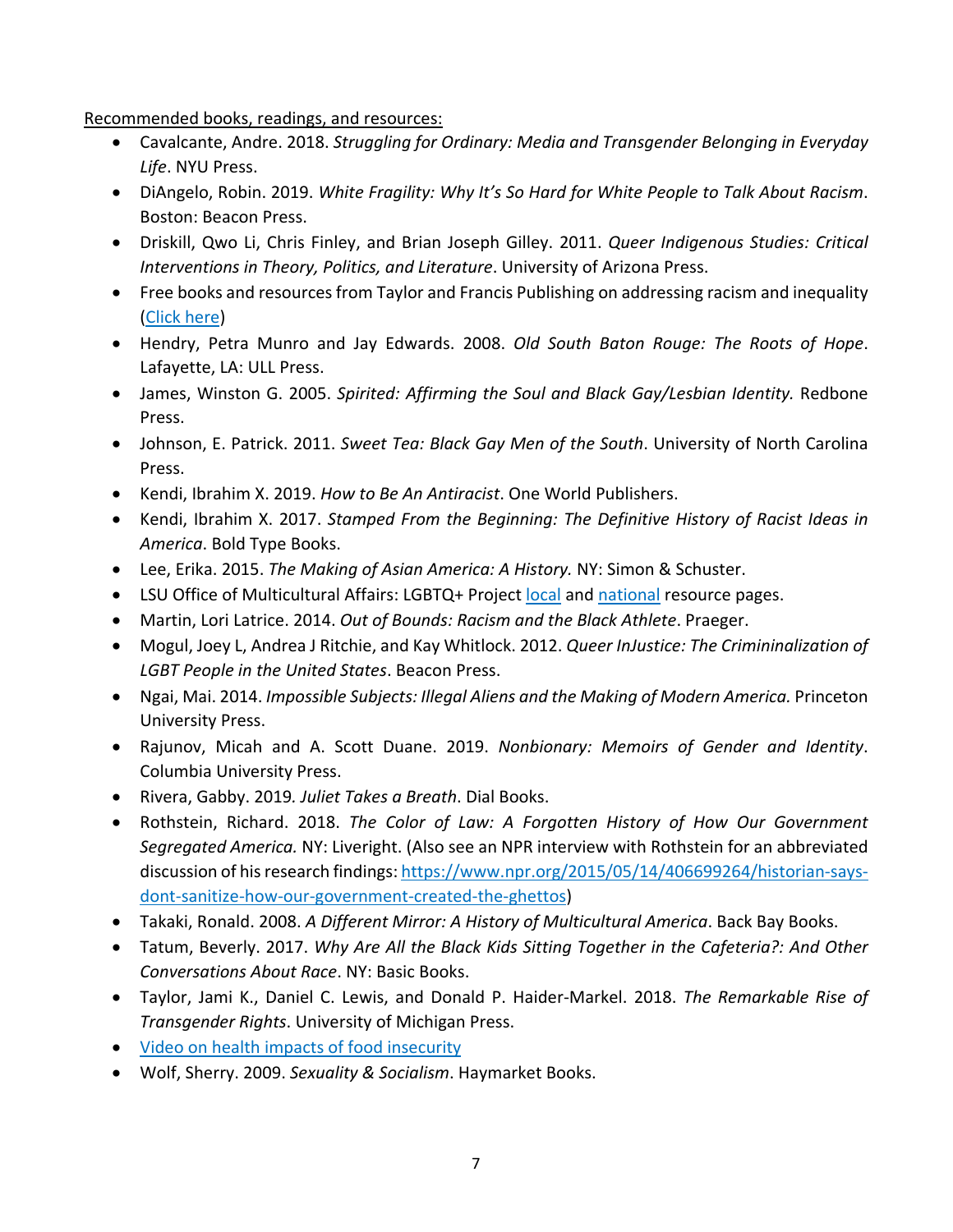Recommended books, readings, and resources:

- Cavalcante, Andre. 2018. *Struggling for Ordinary: Media and Transgender Belonging in Everyday Life*. NYU Press.
- DiAngelo, Robin. 2019. *White Fragility: Why It's So Hard for White People to Talk About Racism*. Boston: Beacon Press.
- Driskill, Qwo Li, Chris Finley, and Brian Joseph Gilley. 2011. *Queer Indigenous Studies: Critical Interventions in Theory, Politics, and Literature*. University of Arizona Press.
- Free books and resources from Taylor and Francis Publishing on addressing racism and inequality (Click here)
- Hendry, Petra Munro and Jay Edwards. 2008. *Old South Baton Rouge: The Roots of Hope*. Lafayette, LA: ULL Press.
- James, Winston G. 2005. *Spirited: Affirming the Soul and Black Gay/Lesbian Identity.* Redbone Press.
- Johnson, E. Patrick. 2011. *Sweet Tea: Black Gay Men of the South*. University of North Carolina Press.
- Kendi, Ibrahim X. 2019. *How to Be An Antiracist*. One World Publishers.
- Kendi, Ibrahim X. 2017. *Stamped From the Beginning: The Definitive History of Racist Ideas in America*. Bold Type Books.
- Lee, Erika. 2015. *The Making of Asian America: A History.* NY: Simon & Schuster.
- LSU Office of Multicultural Affairs: LGBTQ+ Project local and national resource pages.
- Martin, Lori Latrice. 2014. *Out of Bounds: Racism and the Black Athlete*. Praeger.
- Mogul, Joey L, Andrea J Ritchie, and Kay Whitlock. 2012. *Queer InJustice: The Crimininalization of LGBT People in the United States*. Beacon Press.
- Ngai, Mai. 2014. *Impossible Subjects: Illegal Aliens and the Making of Modern America.* Princeton University Press.
- Rajunov, Micah and A. Scott Duane. 2019. *Nonbionary: Memoirs of Gender and Identity*. Columbia University Press.
- Rivera, Gabby. 2019. *Juliet Takes a Breath*. Dial Books.
- Rothstein, Richard. 2018. *The Color of Law: A Forgotten History of How Our Government Segregated America.* NY: Liveright. (Also see an NPR interview with Rothstein for an abbreviated discussion of his research findings: https://www.npr.org/2015/05/14/406699264/historian-says-dont-sanitize-how-our-government-created-the-ghettos)
- Takaki, Ronald. 2008. *A Different Mirror: A History of Multicultural America*. Back Bay Books.
- Tatum, Beverly. 2017. *Why Are All the Black Kids Sitting Together in the Cafeteria?: And Other Conversations About Race*. NY: Basic Books.
- Taylor, Jami K., Daniel C. Lewis, and Donald P. Haider-Markel. 2018. *The Remarkable Rise of Transgender Rights*. University of Michigan Press.
- Video on health impacts of food insecurity
- Wolf, Sherry. 2009. *Sexuality & Socialism*. Haymarket Books.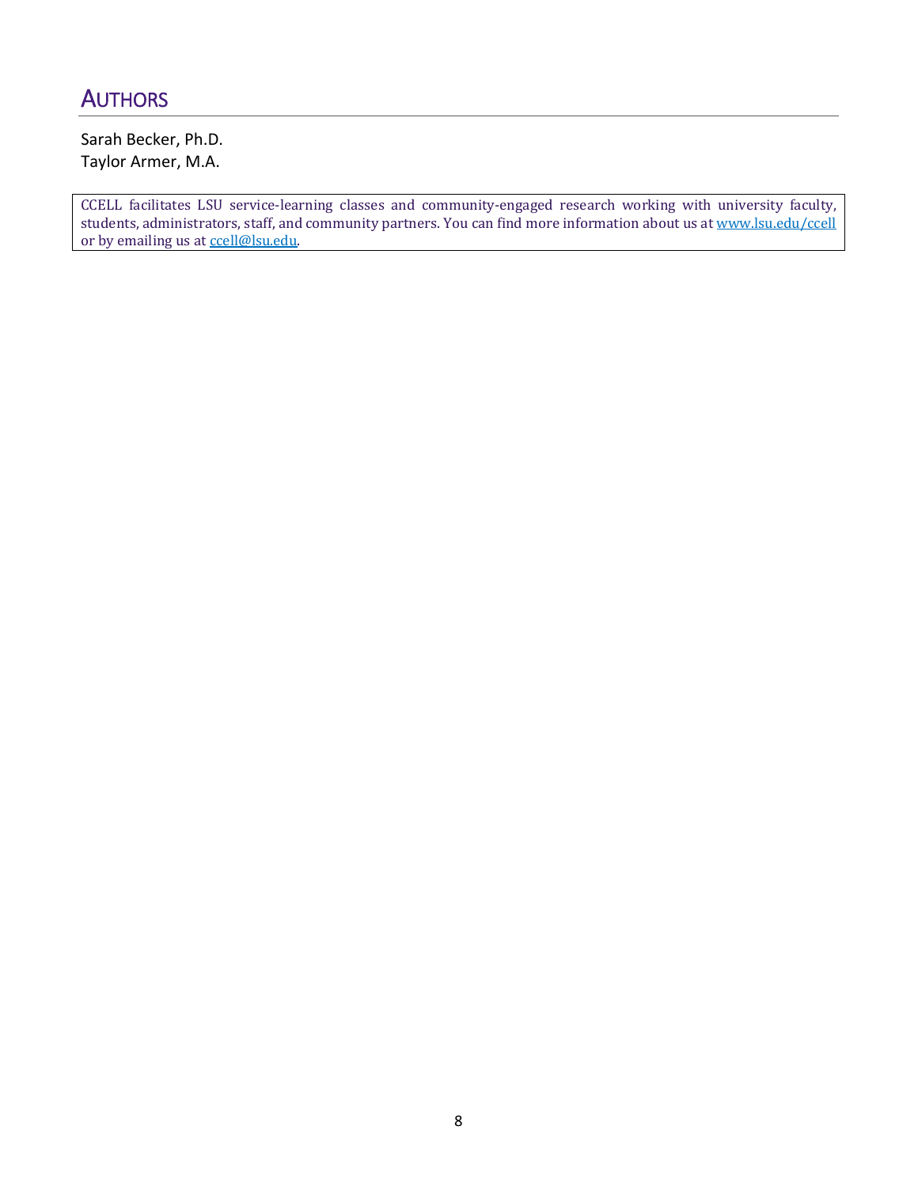## AUTHORS

Sarah Becker, Ph.D.
Taylor Armer, M.A.

CCELL facilitates LSU service-learning classes and community-engaged research working with university faculty, students, administrators, staff, and community partners. You can find more information about us at www.lsu.edu/ccell or by emailing us at ccell@lsu.edu.